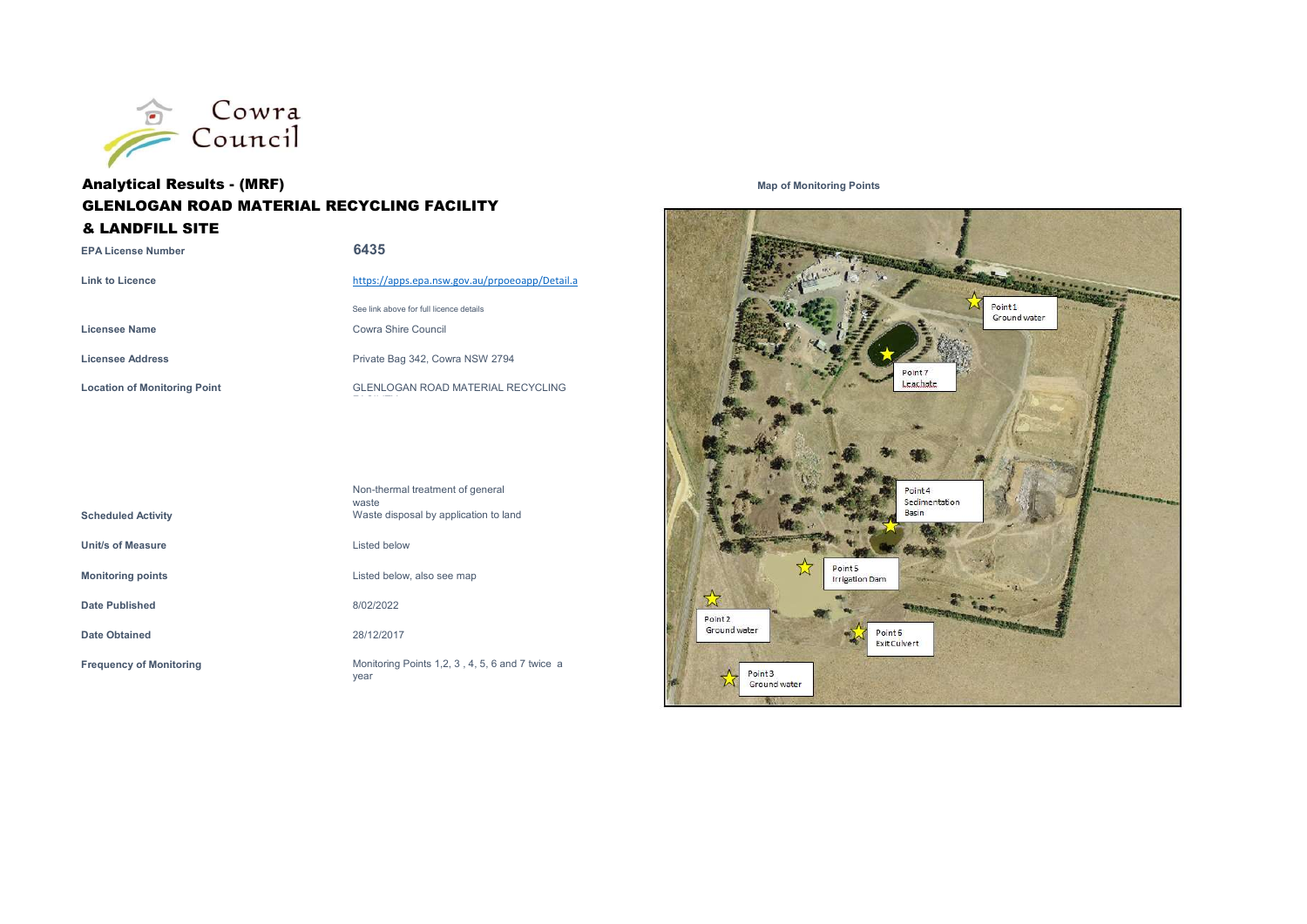Cowra Council

## Analytical Results - (MRF)
## GLENLOGAN ROAD MATERIAL RECYCLING FACILITY & LANDFILL SITE

| | |
|---|---|
| **EPA License Number** | **6435** |
| **Link to Licence** | https://apps.epa.nsw.gov.au/prpoeoapp/Detail.a |
| | See link above for full licence details |
| **Licensee Name** | Cowra Shire Council |
| **Licensee Address** | Private Bag 342, Cowra NSW 2794 |
| **Location of Monitoring Point** | GLENLOGAN ROAD MATERIAL RECYCLING FACILITY |
| **Scheduled Activity** | Non-thermal treatment of general waste<br>Waste disposal by application to land |
| **Unit/s of Measure** | Listed below |
| **Monitoring points** | Listed below, also see map |
| **Date Published** | 8/02/2022 |
| **Date Obtained** | 28/12/2017 |
| **Frequency of Monitoring** | Monitoring Points 1,2, 3 , 4, 5, 6 and 7 twice a year |

**Map of Monitoring Points**

Point 1 Ground water

Point 7 Leachate

Point 4 Sedimentation Basin

Point 5 Irrigation Dam

Point 2 Ground water

Point 6 Exit Culvert

Point 3 Ground water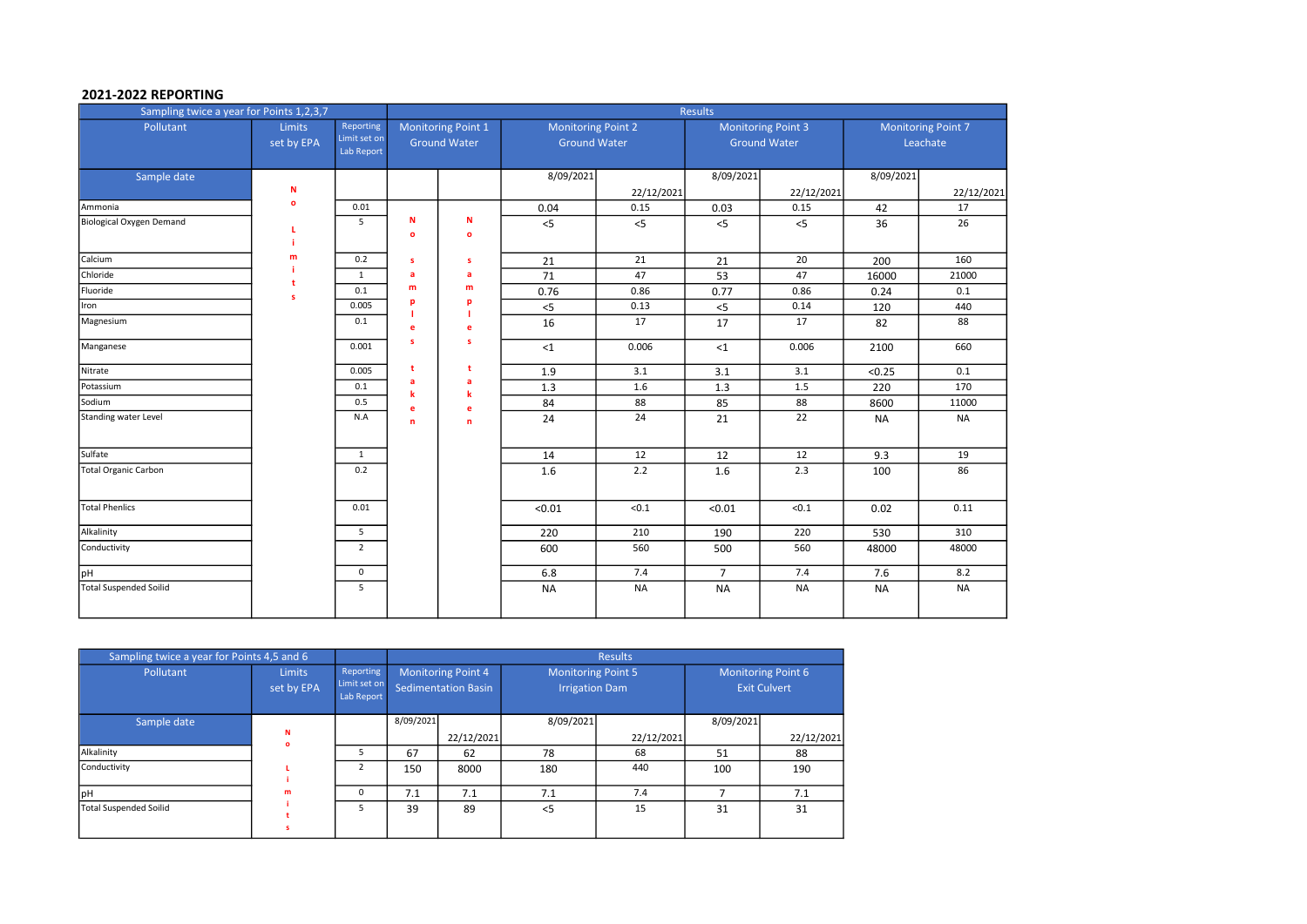## 2021-2022 REPORTING

| Sampling twice a year for Points 1,2,3,7 | | | Results | | | | | | | |
|---|---|---|---|---|---|---|---|---|---|---|
| Pollutant | Limits set by EPA | Reporting Limit set on Lab Report | Monitoring Point 1 Ground Water | | Monitoring Point 2 Ground Water | | Monitoring Point 3 Ground Water | | Monitoring Point 7 Leachate | |
| Sample date | No Limits | | No samples taken | No samples taken | 8/09/2021 | 22/12/2021 | 8/09/2021 | 22/12/2021 | 8/09/2021 | 22/12/2021 |
| Ammonia | | 0.01 | | | 0.04 | 0.15 | 0.03 | 0.15 | 42 | 17 |
| Biological Oxygen Demand | | 5 | | | <5 | <5 | <5 | <5 | 36 | 26 |
| Calcium | | 0.2 | | | 21 | 21 | 21 | 20 | 200 | 160 |
| Chloride | | 1 | | | 71 | 47 | 53 | 47 | 16000 | 21000 |
| Fluoride | | 0.1 | | | 0.76 | 0.86 | 0.77 | 0.86 | 0.24 | 0.1 |
| Iron | | 0.005 | | | <5 | 0.13 | <5 | 0.14 | 120 | 440 |
| Magnesium | | 0.1 | | | 16 | 17 | 17 | 17 | 82 | 88 |
| Manganese | | 0.001 | | | <1 | 0.006 | <1 | 0.006 | 2100 | 660 |
| Nitrate | | 0.005 | | | 1.9 | 3.1 | 3.1 | 3.1 | <0.25 | 0.1 |
| Potassium | | 0.1 | | | 1.3 | 1.6 | 1.3 | 1.5 | 220 | 170 |
| Sodium | | 0.5 | | | 84 | 88 | 85 | 88 | 8600 | 11000 |
| Standing water Level | | N.A | | | 24 | 24 | 21 | 22 | NA | NA |
| Sulfate | | 1 | | | 14 | 12 | 12 | 12 | 9.3 | 19 |
| Total Organic Carbon | | 0.2 | | | 1.6 | 2.2 | 1.6 | 2.3 | 100 | 86 |
| Total Phenlics | | 0.01 | | | <0.01 | <0.1 | <0.01 | <0.1 | 0.02 | 0.11 |
| Alkalinity | | 5 | | | 220 | 210 | 190 | 220 | 530 | 310 |
| Conductivity | | 2 | | | 600 | 560 | 500 | 560 | 48000 | 48000 |
| pH | | 0 | | | 6.8 | 7.4 | 7 | 7.4 | 7.6 | 8.2 |
| Total Suspended Soilid | | 5 | | | NA | NA | NA | NA | NA | NA |

| Sampling twice a year for Points 4,5 and 6 | | | Results | | | | | |
|---|---|---|---|---|---|---|---|---|
| Pollutant | Limits set by EPA | Reporting Limit set on Lab Report | Monitoring Point 4 Sedimentation Basin | | Monitoring Point 5 Irrigation Dam | | Monitoring Point 6 Exit Culvert | |
| Sample date | No Limits | | 8/09/2021 | 22/12/2021 | 8/09/2021 | 22/12/2021 | 8/09/2021 | 22/12/2021 |
| Alkalinity | | 5 | 67 | 62 | 78 | 68 | 51 | 88 |
| Conductivity | | 2 | 150 | 8000 | 180 | 440 | 100 | 190 |
| pH | | 0 | 7.1 | 7.1 | 7.1 | 7.4 | 7 | 7.1 |
| Total Suspended Soilid | | 5 | 39 | 89 | <5 | 15 | 31 | 31 |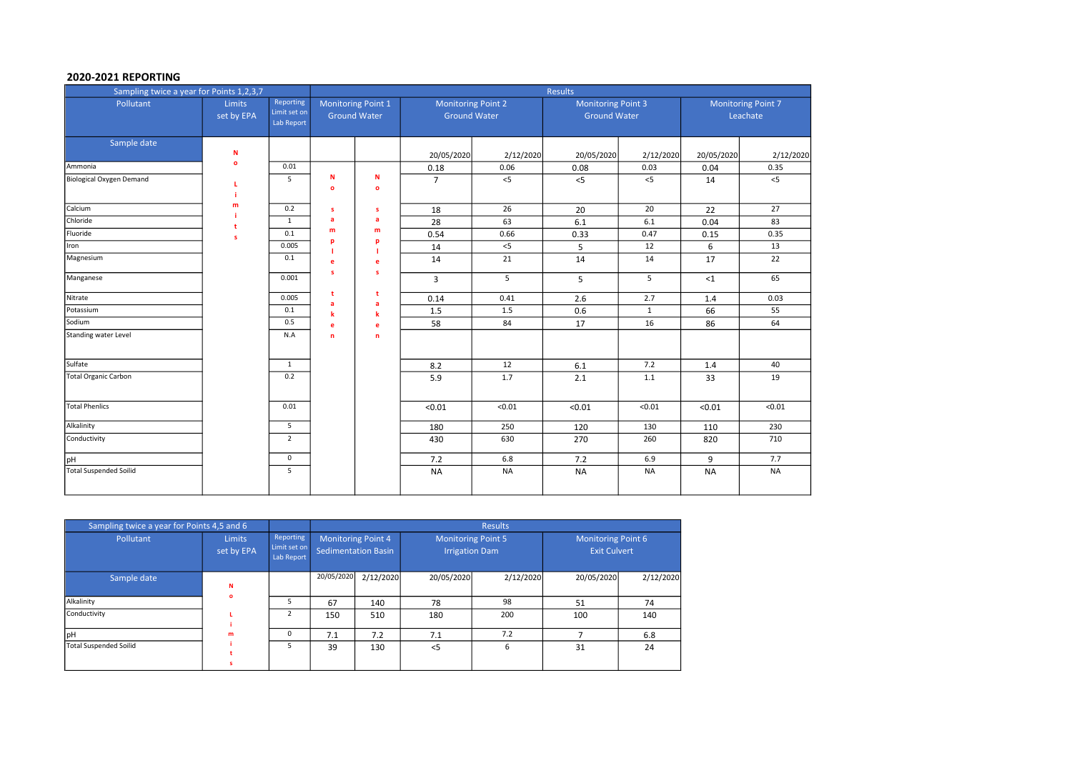## 2020-2021 REPORTING

| Sampling twice a year for Points 1,2,3,7 | | | Results | | | | | | | | | |
|---|---|---|---|---|---|---|---|---|---|---|---|---|
| Pollutant | Limits set by EPA | Reporting Limit set on Lab Report | Monitoring Point 1 Ground Water | | Monitoring Point 2 Ground Water | | Monitoring Point 3 Ground Water | | Monitoring Point 7 Leachate | | | |
| Sample date | No Limits | | No samples taken | No samples taken | 20/05/2020 | 2/12/2020 | 20/05/2020 | 2/12/2020 | 20/05/2020 | 2/12/2020 | | |
| Ammonia | | 0.01 | | | 0.18 | 0.06 | 0.08 | 0.03 | 0.04 | 0.35 | | |
| Biological Oxygen Demand | | 5 | | | 7 | <5 | <5 | <5 | 14 | <5 | | |
| Calcium | | 0.2 | | | 18 | 26 | 20 | 20 | 22 | 27 | | |
| Chloride | | 1 | | | 28 | 63 | 6.1 | 6.1 | 0.04 | 83 | | |
| Fluoride | | 0.1 | | | 0.54 | 0.66 | 0.33 | 0.47 | 0.15 | 0.35 | | |
| Iron | | 0.005 | | | 14 | <5 | 5 | 12 | 6 | 13 | | |
| Magnesium | | 0.1 | | | 14 | 21 | 14 | 14 | 17 | 22 | | |
| Manganese | | 0.001 | | | 3 | 5 | 5 | 5 | <1 | 65 | | |
| Nitrate | | 0.005 | | | 0.14 | 0.41 | 2.6 | 2.7 | 1.4 | 0.03 | | |
| Potassium | | 0.1 | | | 1.5 | 1.5 | 0.6 | 1 | 66 | 55 | | |
| Sodium | | 0.5 | | | 58 | 84 | 17 | 16 | 86 | 64 | | |
| Standing water Level | | N.A | | | | | | | | | | |
| Sulfate | | 1 | | | 8.2 | 12 | 6.1 | 7.2 | 1.4 | 40 | | |
| Total Organic Carbon | | 0.2 | | | 5.9 | 1.7 | 2.1 | 1.1 | 33 | 19 | | |
| Total Phenlics | | 0.01 | | | <0.01 | <0.01 | <0.01 | <0.01 | <0.01 | <0.01 | | |
| Alkalinity | | 5 | | | 180 | 250 | 120 | 130 | 110 | 230 | | |
| Conductivity | | 2 | | | 430 | 630 | 270 | 260 | 820 | 710 | | |
| pH | | 0 | | | 7.2 | 6.8 | 7.2 | 6.9 | 9 | 7.7 | | |
| Total Suspended Soilid | | 5 | | | NA | NA | NA | NA | NA | NA | | |

| Sampling twice a year for Points 4,5 and 6 | | | Results | | | | | |
|---|---|---|---|---|---|---|---|---|
| Pollutant | Limits set by EPA | Reporting Limit set on Lab Report | Monitoring Point 4 Sedimentation Basin | | Monitoring Point 5 Irrigation Dam | | Monitoring Point 6 Exit Culvert | |
| Sample date | No Limits | | 20/05/2020 | 2/12/2020 | 20/05/2020 | 2/12/2020 | 20/05/2020 | 2/12/2020 |
| Alkalinity | | 5 | 67 | 140 | 78 | 98 | 51 | 74 |
| Conductivity | | 2 | 150 | 510 | 180 | 200 | 100 | 140 |
| pH | | 0 | 7.1 | 7.2 | 7.1 | 7.2 | 7 | 6.8 |
| Total Suspended Soilid | | 5 | 39 | 130 | <5 | 6 | 31 | 24 |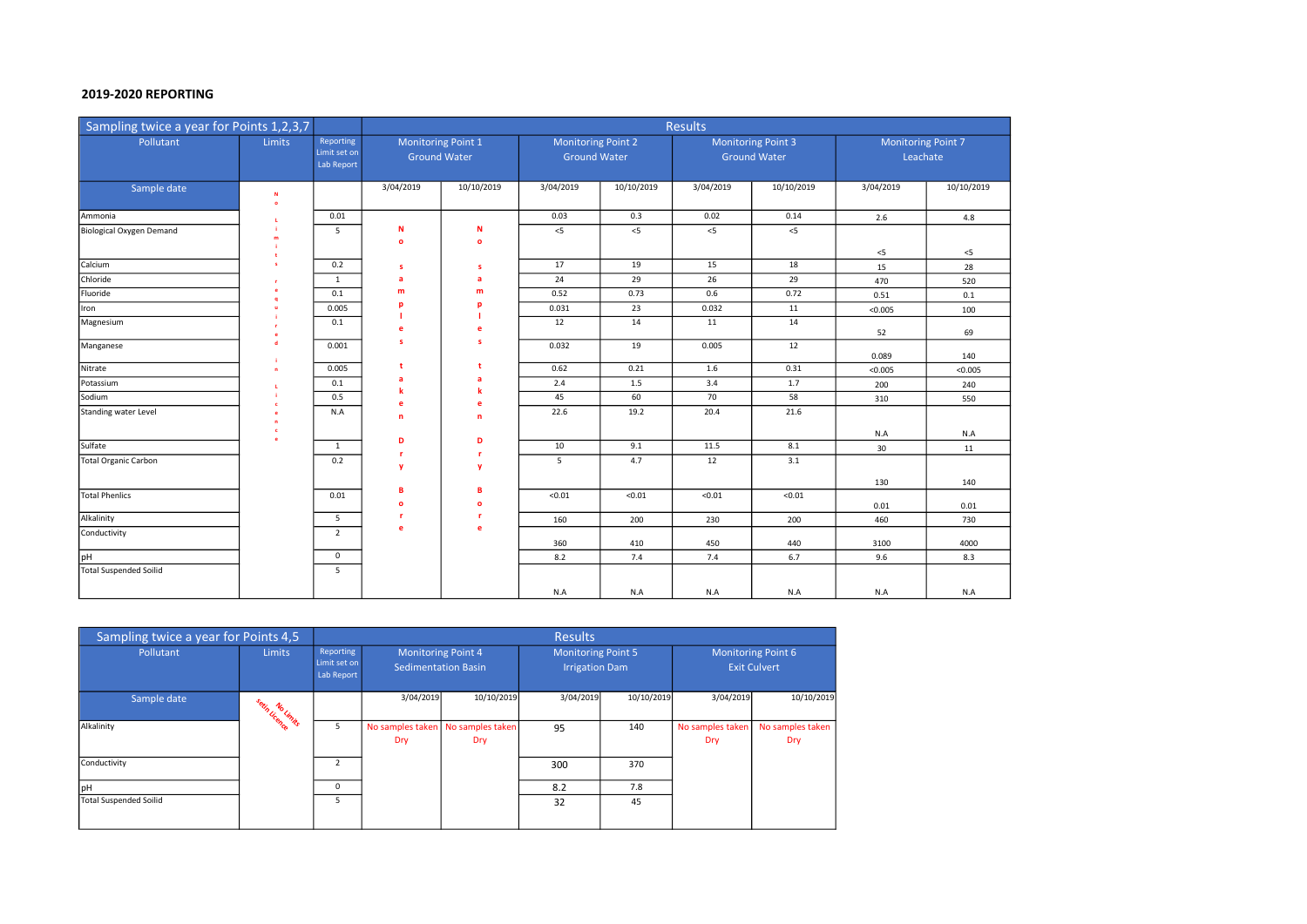**2019-2020 REPORTING**

| Sampling twice a year for Points 1,2,3,7 | | | Results | | | | | | | |
|---|---|---|---|---|---|---|---|---|---|---|
| Pollutant | Limits | Reporting Limit set on Lab Report | Monitoring Point 1 Ground Water | | Monitoring Point 2 Ground Water | | Monitoring Point 3 Ground Water | | Monitoring Point 7 Leachate | |
| Sample date | No Limits required in Licence | | 3/04/2019 | 10/10/2019 | 3/04/2019 | 10/10/2019 | 3/04/2019 | 10/10/2019 | 3/04/2019 | 10/10/2019 |
| Ammonia | | 0.01 | No samples taken Dry Bore | No samples taken Dry Bore | 0.03 | 0.3 | 0.02 | 0.14 | 2.6 | 4.8 |
| Biological Oxygen Demand | | 5 | | | <5 | <5 | <5 | <5 | <5 | <5 |
| Calcium | | 0.2 | | | 17 | 19 | 15 | 18 | 15 | 28 |
| Chloride | | 1 | | | 24 | 29 | 26 | 29 | 470 | 520 |
| Fluoride | | 0.1 | | | 0.52 | 0.73 | 0.6 | 0.72 | 0.51 | 0.1 |
| Iron | | 0.005 | | | 0.031 | 23 | 0.032 | 11 | <0.005 | 100 |
| Magnesium | | 0.1 | | | 12 | 14 | 11 | 14 | 52 | 69 |
| Manganese | | 0.001 | | | 0.032 | 19 | 0.005 | 12 | 0.089 | 140 |
| Nitrate | | 0.005 | | | 0.62 | 0.21 | 1.6 | 0.31 | <0.005 | <0.005 |
| Potassium | | 0.1 | | | 2.4 | 1.5 | 3.4 | 1.7 | 200 | 240 |
| Sodium | | 0.5 | | | 45 | 60 | 70 | 58 | 310 | 550 |
| Standing water Level | | N.A | | | 22.6 | 19.2 | 20.4 | 21.6 | N.A | N.A |
| Sulfate | | 1 | | | 10 | 9.1 | 11.5 | 8.1 | 30 | 11 |
| Total Organic Carbon | | 0.2 | | | 5 | 4.7 | 12 | 3.1 | 130 | 140 |
| Total Phenlics | | 0.01 | | | <0.01 | <0.01 | <0.01 | <0.01 | 0.01 | 0.01 |
| Alkalinity | | 5 | | | 160 | 200 | 230 | 200 | 460 | 730 |
| Conductivity | | 2 | | | 360 | 410 | 450 | 440 | 3100 | 4000 |
| pH | | 0 | | | 8.2 | 7.4 | 7.4 | 6.7 | 9.6 | 8.3 |
| Total Suspended Soilid | | 5 | | | N.A | N.A | N.A | N.A | N.A | N.A |

| Sampling twice a year for Points 4,5 | | | Results | | | | | |
|---|---|---|---|---|---|---|---|---|
| Pollutant | Limits | Reporting Limit set on Lab Report | Monitoring Point 4 Sedimentation Basin | | Monitoring Point 5 Irrigation Dam | | Monitoring Point 6 Exit Culvert | |
| Sample date | No Limits setin Licence | | 3/04/2019 | 10/10/2019 | 3/04/2019 | 10/10/2019 | 3/04/2019 | 10/10/2019 |
| Alkalinity | | 5 | No samples taken Dry | No samples taken Dry | 95 | 140 | No samples taken Dry | No samples taken Dry |
| Conductivity | | 2 | | | 300 | 370 | | |
| pH | | 0 | | | 8.2 | 7.8 | | |
| Total Suspended Soilid | | 5 | | | 32 | 45 | | |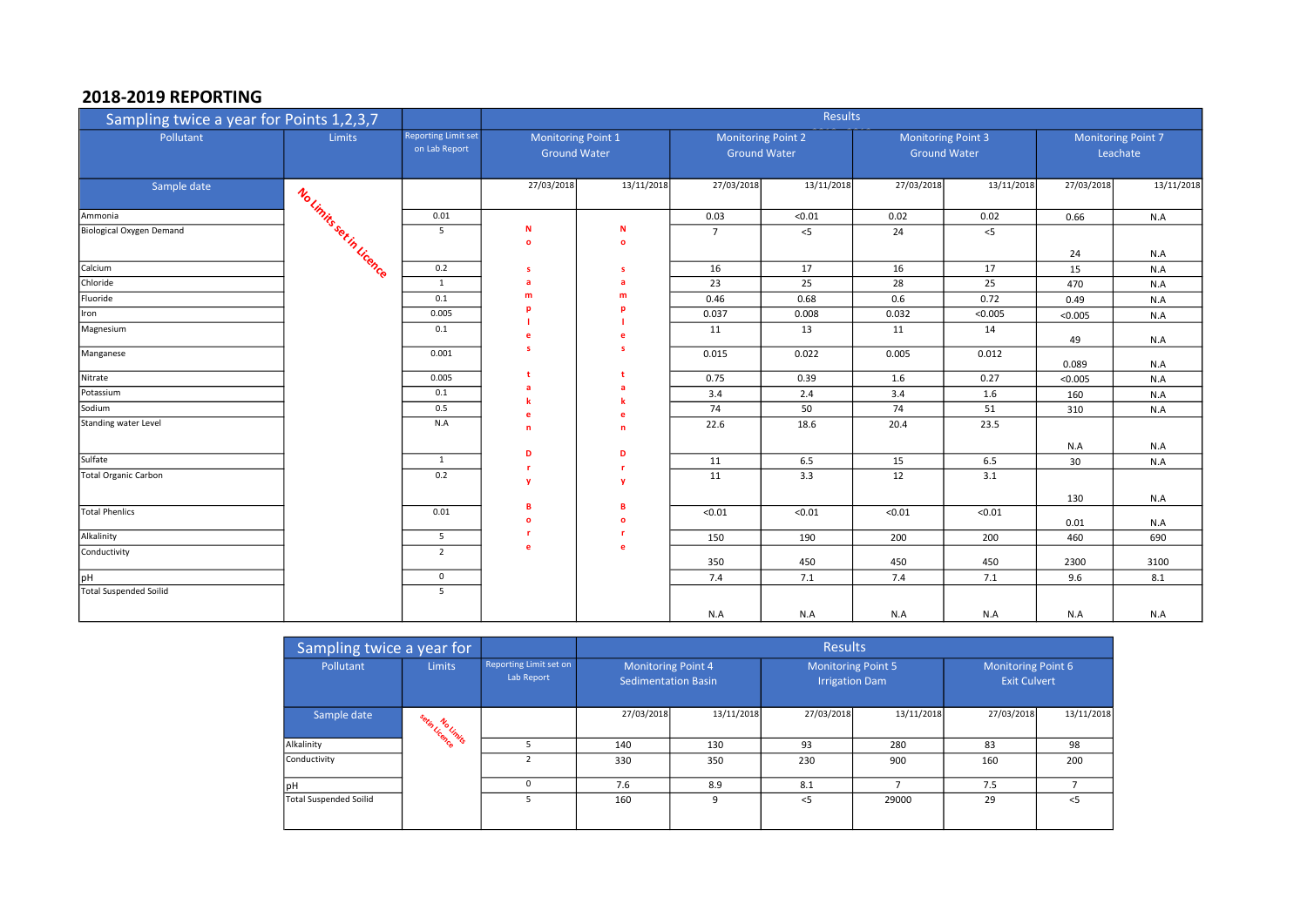## 2018-2019 REPORTING

| Sampling twice a year for Points 1,2,3,7 | | | Results | | | | | | | |
|---|---|---|---|---|---|---|---|---|---|---|
| Pollutant | Limits | Reporting Limit set on Lab Report | Monitoring Point 1 Ground Water | | Monitoring Point 2 Ground Water | | Monitoring Point 3 Ground Water | | Monitoring Point 7 Leachate | |
| Sample date | No Limits set in Licence | | 27/03/2018 | 13/11/2018 | 27/03/2018 | 13/11/2018 | 27/03/2018 | 13/11/2018 | 27/03/2018 | 13/11/2018 |
| Ammonia | | 0.01 | No samples taken Dry Bore | No samples taken Dry Bore | 0.03 | <0.01 | 0.02 | 0.02 | 0.66 | N.A |
| Biological Oxygen Demand | | 5 | | | 7 | <5 | 24 | <5 | 24 | N.A |
| Calcium | | 0.2 | | | 16 | 17 | 16 | 17 | 15 | N.A |
| Chloride | | 1 | | | 23 | 25 | 28 | 25 | 470 | N.A |
| Fluoride | | 0.1 | | | 0.46 | 0.68 | 0.6 | 0.72 | 0.49 | N.A |
| Iron | | 0.005 | | | 0.037 | 0.008 | 0.032 | <0.005 | <0.005 | N.A |
| Magnesium | | 0.1 | | | 11 | 13 | 11 | 14 | 49 | N.A |
| Manganese | | 0.001 | | | 0.015 | 0.022 | 0.005 | 0.012 | 0.089 | N.A |
| Nitrate | | 0.005 | | | 0.75 | 0.39 | 1.6 | 0.27 | <0.005 | N.A |
| Potassium | | 0.1 | | | 3.4 | 2.4 | 3.4 | 1.6 | 160 | N.A |
| Sodium | | 0.5 | | | 74 | 50 | 74 | 51 | 310 | N.A |
| Standing water Level | | N.A | | | 22.6 | 18.6 | 20.4 | 23.5 | N.A | N.A |
| Sulfate | | 1 | | | 11 | 6.5 | 15 | 6.5 | 30 | N.A |
| Total Organic Carbon | | 0.2 | | | 11 | 3.3 | 12 | 3.1 | 130 | N.A |
| Total Phenlics | | 0.01 | | | <0.01 | <0.01 | <0.01 | <0.01 | 0.01 | N.A |
| Alkalinity | | 5 | | | 150 | 190 | 200 | 200 | 460 | 690 |
| Conductivity | | 2 | | | 350 | 450 | 450 | 450 | 2300 | 3100 |
| pH | | 0 | | | 7.4 | 7.1 | 7.4 | 7.1 | 9.6 | 8.1 |
| Total Suspended Soilid | | 5 | | | N.A | N.A | N.A | N.A | N.A | N.A |

| Sampling twice a year for | | | Results | | | | | |
|---|---|---|---|---|---|---|---|---|
| Pollutant | Limits | Reporting Limit set on Lab Report | Monitoring Point 4 Sedimentation Basin | | Monitoring Point 5 Irrigation Dam | | Monitoring Point 6 Exit Culvert | |
| Sample date | No Limits set in Licence | | 27/03/2018 | 13/11/2018 | 27/03/2018 | 13/11/2018 | 27/03/2018 | 13/11/2018 |
| Alkalinity | | 5 | 140 | 130 | 93 | 280 | 83 | 98 |
| Conductivity | | 2 | 330 | 350 | 230 | 900 | 160 | 200 |
| pH | | 0 | 7.6 | 8.9 | 8.1 | 7 | 7.5 | 7 |
| Total Suspended Soilid | | 5 | 160 | 9 | <5 | 29000 | 29 | <5 |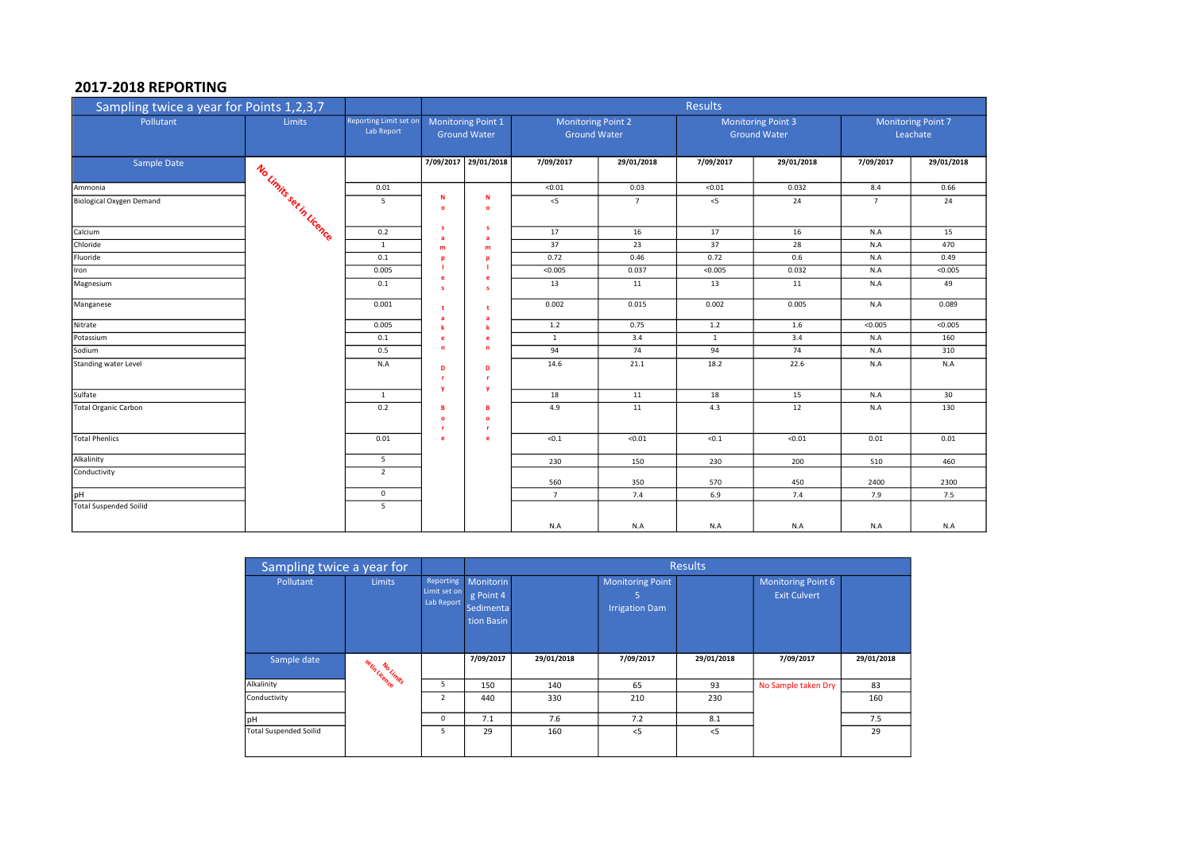## 2017-2018 REPORTING

| Sampling twice a year for Points 1,2,3,7 | | | Results | | | | | | | |
|---|---|---|---|---|---|---|---|---|---|---|
| Pollutant | Limits | Reporting Limit set on Lab Report | Monitoring Point 1 Ground Water | | Monitoring Point 2 Ground Water | | Monitoring Point 3 Ground Water | | Monitoring Point 7 Leachate | |
| Sample Date | No Limits set in Licence | | 7/09/2017 | 29/01/2018 | 7/09/2017 | 29/01/2018 | 7/09/2017 | 29/01/2018 | 7/09/2017 | 29/01/2018 |
| Ammonia | | 0.01 | No samples taken Dry Bore | No samples taken Dry Bore | <0.01 | 0.03 | <0.01 | 0.032 | 8.4 | 0.66 |
| Biological Oxygen Demand | | 5 | | | <5 | 7 | <5 | 24 | 7 | 24 |
| Calcium | | 0.2 | | | 17 | 16 | 17 | 16 | N.A | 15 |
| Chloride | | 1 | | | 37 | 23 | 37 | 28 | N.A | 470 |
| Fluoride | | 0.1 | | | 0.72 | 0.46 | 0.72 | 0.6 | N.A | 0.49 |
| Iron | | 0.005 | | | <0.005 | 0.037 | <0.005 | 0.032 | N.A | <0.005 |
| Magnesium | | 0.1 | | | 13 | 11 | 13 | 11 | N.A | 49 |
| Manganese | | 0.001 | | | 0.002 | 0.015 | 0.002 | 0.005 | N.A | 0.089 |
| Nitrate | | 0.005 | | | 1.2 | 0.75 | 1.2 | 1.6 | <0.005 | <0.005 |
| Potassium | | 0.1 | | | 1 | 3.4 | 1 | 3.4 | N.A | 160 |
| Sodium | | 0.5 | | | 94 | 74 | 94 | 74 | N.A | 310 |
| Standing water Level | | N.A | | | 14.6 | 21.1 | 18.2 | 22.6 | N.A | N.A |
| Sulfate | | 1 | | | 18 | 11 | 18 | 15 | N.A | 30 |
| Total Organic Carbon | | 0.2 | | | 4.9 | 11 | 4.3 | 12 | N.A | 130 |
| Total Phenlics | | 0.01 | | | <0.1 | <0.01 | <0.1 | <0.01 | 0.01 | 0.01 |
| Alkalinity | | 5 | | | 230 | 150 | 230 | 200 | 510 | 460 |
| Conductivity | | 2 | | | 560 | 350 | 570 | 450 | 2400 | 2300 |
| pH | | 0 | | | 7 | 7.4 | 6.9 | 7.4 | 7.9 | 7.5 |
| Total Suspended Soilid | | 5 | | | N.A | N.A | N.A | N.A | N.A | N.A |

| Sampling twice a year for | | | Results | | | | | |
|---|---|---|---|---|---|---|---|---|
| Pollutant | Limits | Reporting Limit set on Lab Report | Monitoring Point 4 Sedimentation Basin | | Monitoring Point 5 Irrigation Dam | | Monitoring Point 6 Exit Culvert | |
| Sample date | No Limits set in Licence | | 7/09/2017 | 29/01/2018 | 7/09/2017 | 29/01/2018 | 7/09/2017 | 29/01/2018 |
| Alkalinity | | 5 | 150 | 140 | 65 | 93 | No Sample taken Dry | 83 |
| Conductivity | | 2 | 440 | 330 | 210 | 230 | | 160 |
| pH | | 0 | 7.1 | 7.6 | 7.2 | 8.1 | | 7.5 |
| Total Suspended Soilid | | 5 | 29 | 160 | <5 | <5 | | 29 |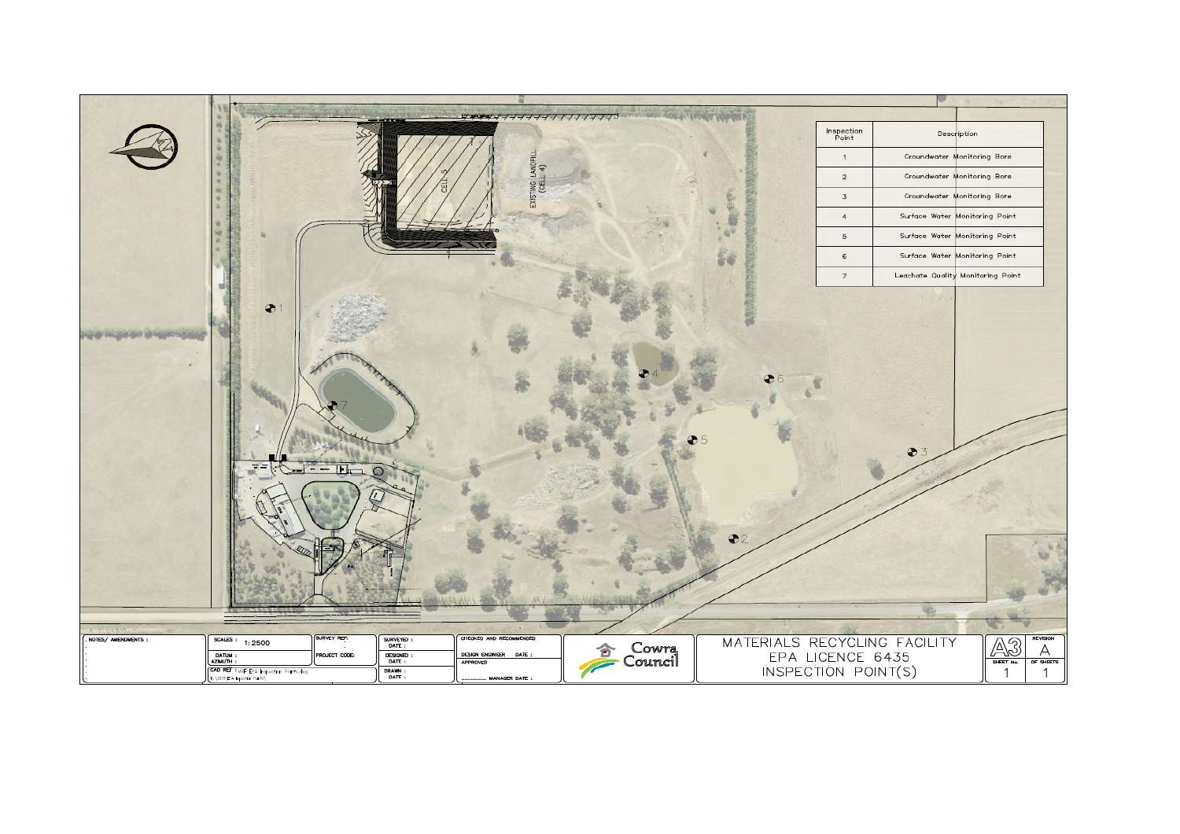| Inspection Point | Description |
|---|---|
| 1 | Groundwater Monitoring Bore |
| 2 | Groundwater Monitoring Bore |
| 3 | Groundwater Monitoring Bore |
| 4 | Surface Water Monitoring Point |
| 5 | Surface Water Monitoring Point |
| 6 | Surface Water Monitoring Point |
| 7 | Leachate Quality Monitoring Point |

CELL 5

EXISTING LANDFILL (CELL 4)

1

2

3

4

5

6

7

NOTES/ AMENDMENTS :

SCALES : 1:2500

DATUM :

AZIMUTH :

SURVEY REF:

PROJECT CODE:

SURVEYED : DATE :

DESIGNED : DATE :

DRAWN : DATE :

CHECKED AND RECOMMENDED

DESIGN ENGINEER DATE :

APPROVED

.............. MANAGER DATE :

Cowra Council

MATERIALS RECYCLING FACILITY
EPA LICENCE 6435
INSPECTION POINT(S)

A3

REVISION A

SHEET No. 1

OF SHEETS 1